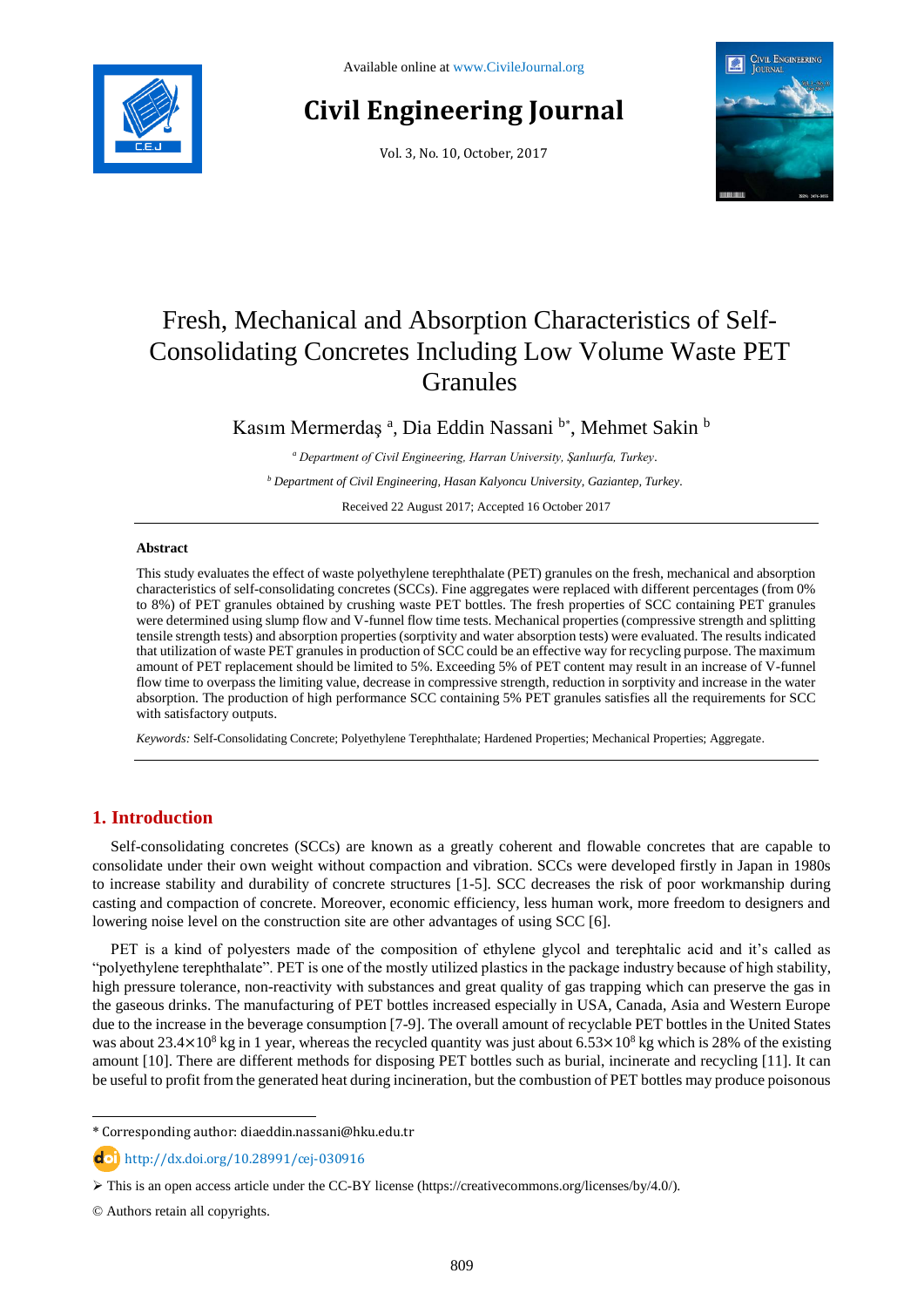Available online at www.CivileJournal.org

# Civil Engineering Journal

Vol. 3, No. 10, October, 2017

# Fresh, Mechanical and Absorption Characteristics of Self-Consolidating Concretes Including Low Volume Waste PET Granules

Kasım Mermerdaş [a], Dia Eddin Nassani [b*], Mehmet Sakin [b]

[a] *Department of Civil Engineering, Harran University, Şanlıurfa, Turkey.*

[b] *Department of Civil Engineering, Hasan Kalyoncu University, Gaziantep, Turkey.*

Received 22 August 2017; Accepted 16 October 2017

## Abstract

This study evaluates the effect of waste polyethylene terephthalate (PET) granules on the fresh, mechanical and absorption characteristics of self-consolidating concretes (SCCs). Fine aggregates were replaced with different percentages (from 0% to 8%) of PET granules obtained by crushing waste PET bottles. The fresh properties of SCC containing PET granules were determined using slump flow and V-funnel flow time tests. Mechanical properties (compressive strength and splitting tensile strength tests) and absorption properties (sorptivity and water absorption tests) were evaluated. The results indicated that utilization of waste PET granules in production of SCC could be an effective way for recycling purpose. The maximum amount of PET replacement should be limited to 5%. Exceeding 5% of PET content may result in an increase of V-funnel flow time to overpass the limiting value, decrease in compressive strength, reduction in sorptivity and increase in the water absorption. The production of high performance SCC containing 5% PET granules satisfies all the requirements for SCC with satisfactory outputs.

*Keywords:* Self-Consolidating Concrete; Polyethylene Terephthalate; Hardened Properties; Mechanical Properties; Aggregate.

## 1. Introduction

Self-consolidating concretes (SCCs) are known as a greatly coherent and flowable concretes that are capable to consolidate under their own weight without compaction and vibration. SCCs were developed firstly in Japan in 1980s to increase stability and durability of concrete structures [1-5]. SCC decreases the risk of poor workmanship during casting and compaction of concrete. Moreover, economic efficiency, less human work, more freedom to designers and lowering noise level on the construction site are other advantages of using SCC [6].

PET is a kind of polyesters made of the composition of ethylene glycol and terephtalic acid and it's called as "polyethylene terephthalate". PET is one of the mostly utilized plastics in the package industry because of high stability, high pressure tolerance, non-reactivity with substances and great quality of gas trapping which can preserve the gas in the gaseous drinks. The manufacturing of PET bottles increased especially in USA, Canada, Asia and Western Europe due to the increase in the beverage consumption [7-9]. The overall amount of recyclable PET bottles in the United States was about $23.4\times10^{8}$ kg in 1 year, whereas the recycled quantity was just about $6.53\times10^{8}$ kg which is 28% of the existing amount [10]. There are different methods for disposing PET bottles such as burial, incinerate and recycling [11]. It can be useful to profit from the generated heat during incineration, but the combustion of PET bottles may produce poisonous

---

* Corresponding author: diaeddin.nassani@hku.edu.tr

http://dx.doi.org/10.28991/cej-030916

➢ This is an open access article under the CC-BY license (https://creativecommons.org/licenses/by/4.0/).

© Authors retain all copyrights.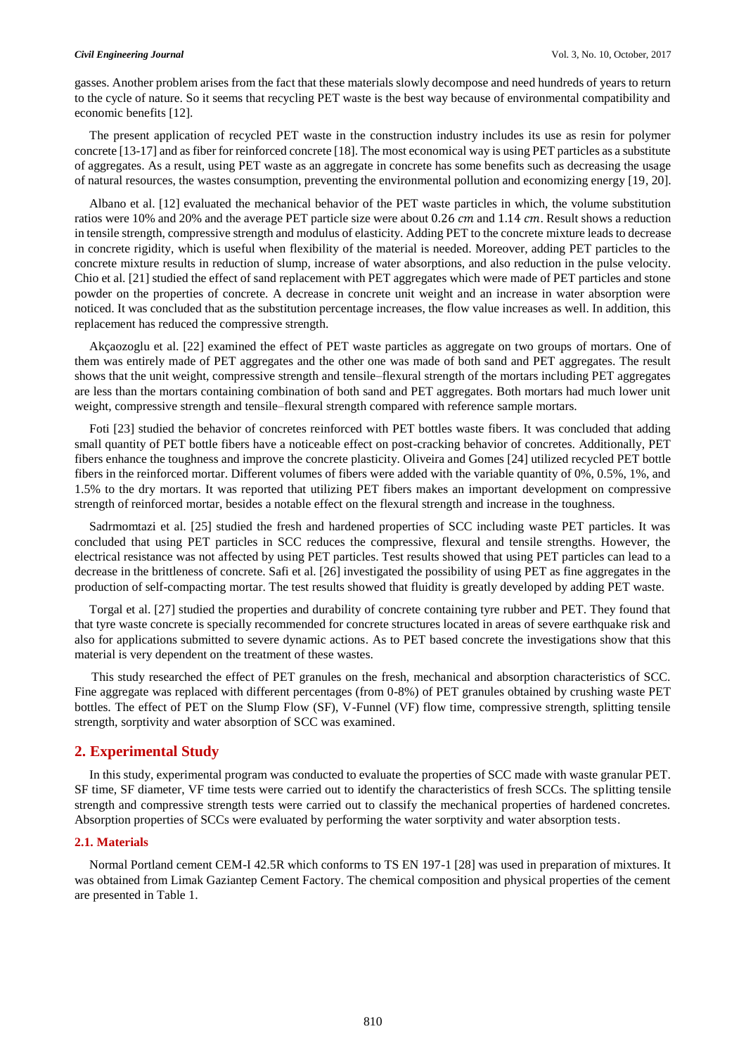gasses. Another problem arises from the fact that these materials slowly decompose and need hundreds of years to return to the cycle of nature. So it seems that recycling PET waste is the best way because of environmental compatibility and economic benefits [12].

The present application of recycled PET waste in the construction industry includes its use as resin for polymer concrete [13-17] and as fiber for reinforced concrete [18]. The most economical way is using PET particles as a substitute of aggregates. As a result, using PET waste as an aggregate in concrete has some benefits such as decreasing the usage of natural resources, the wastes consumption, preventing the environmental pollution and economizing energy [19, 20].

Albano et al. [12] evaluated the mechanical behavior of the PET waste particles in which, the volume substitution ratios were 10% and 20% and the average PET particle size were about $0.26\ cm$ and $1.14\ cm$. Result shows a reduction in tensile strength, compressive strength and modulus of elasticity. Adding PET to the concrete mixture leads to decrease in concrete rigidity, which is useful when flexibility of the material is needed. Moreover, adding PET particles to the concrete mixture results in reduction of slump, increase of water absorptions, and also reduction in the pulse velocity. Chio et al. [21] studied the effect of sand replacement with PET aggregates which were made of PET particles and stone powder on the properties of concrete. A decrease in concrete unit weight and an increase in water absorption were noticed. It was concluded that as the substitution percentage increases, the flow value increases as well. In addition, this replacement has reduced the compressive strength.

Akçaozoglu et al. [22] examined the effect of PET waste particles as aggregate on two groups of mortars. One of them was entirely made of PET aggregates and the other one was made of both sand and PET aggregates. The result shows that the unit weight, compressive strength and tensile–flexural strength of the mortars including PET aggregates are less than the mortars containing combination of both sand and PET aggregates. Both mortars had much lower unit weight, compressive strength and tensile–flexural strength compared with reference sample mortars.

Foti [23] studied the behavior of concretes reinforced with PET bottles waste fibers. It was concluded that adding small quantity of PET bottle fibers have a noticeable effect on post-cracking behavior of concretes. Additionally, PET fibers enhance the toughness and improve the concrete plasticity. Oliveira and Gomes [24] utilized recycled PET bottle fibers in the reinforced mortar. Different volumes of fibers were added with the variable quantity of 0%, 0.5%, 1%, and 1.5% to the dry mortars. It was reported that utilizing PET fibers makes an important development on compressive strength of reinforced mortar, besides a notable effect on the flexural strength and increase in the toughness.

Sadrmomtazi et al. [25] studied the fresh and hardened properties of SCC including waste PET particles. It was concluded that using PET particles in SCC reduces the compressive, flexural and tensile strengths. However, the electrical resistance was not affected by using PET particles. Test results showed that using PET particles can lead to a decrease in the brittleness of concrete. Safi et al. [26] investigated the possibility of using PET as fine aggregates in the production of self-compacting mortar. The test results showed that fluidity is greatly developed by adding PET waste.

Torgal et al. [27] studied the properties and durability of concrete containing tyre rubber and PET. They found that that tyre waste concrete is specially recommended for concrete structures located in areas of severe earthquake risk and also for applications submitted to severe dynamic actions. As to PET based concrete the investigations show that this material is very dependent on the treatment of these wastes.

This study researched the effect of PET granules on the fresh, mechanical and absorption characteristics of SCC. Fine aggregate was replaced with different percentages (from 0-8%) of PET granules obtained by crushing waste PET bottles. The effect of PET on the Slump Flow (SF), V-Funnel (VF) flow time, compressive strength, splitting tensile strength, sorptivity and water absorption of SCC was examined.

## 2. Experimental Study

In this study, experimental program was conducted to evaluate the properties of SCC made with waste granular PET. SF time, SF diameter, VF time tests were carried out to identify the characteristics of fresh SCCs. The splitting tensile strength and compressive strength tests were carried out to classify the mechanical properties of hardened concretes. Absorption properties of SCCs were evaluated by performing the water sorptivity and water absorption tests.

### 2.1. Materials

Normal Portland cement CEM-I 42.5R which conforms to TS EN 197-1 [28] was used in preparation of mixtures. It was obtained from Limak Gaziantep Cement Factory. The chemical composition and physical properties of the cement are presented in Table 1.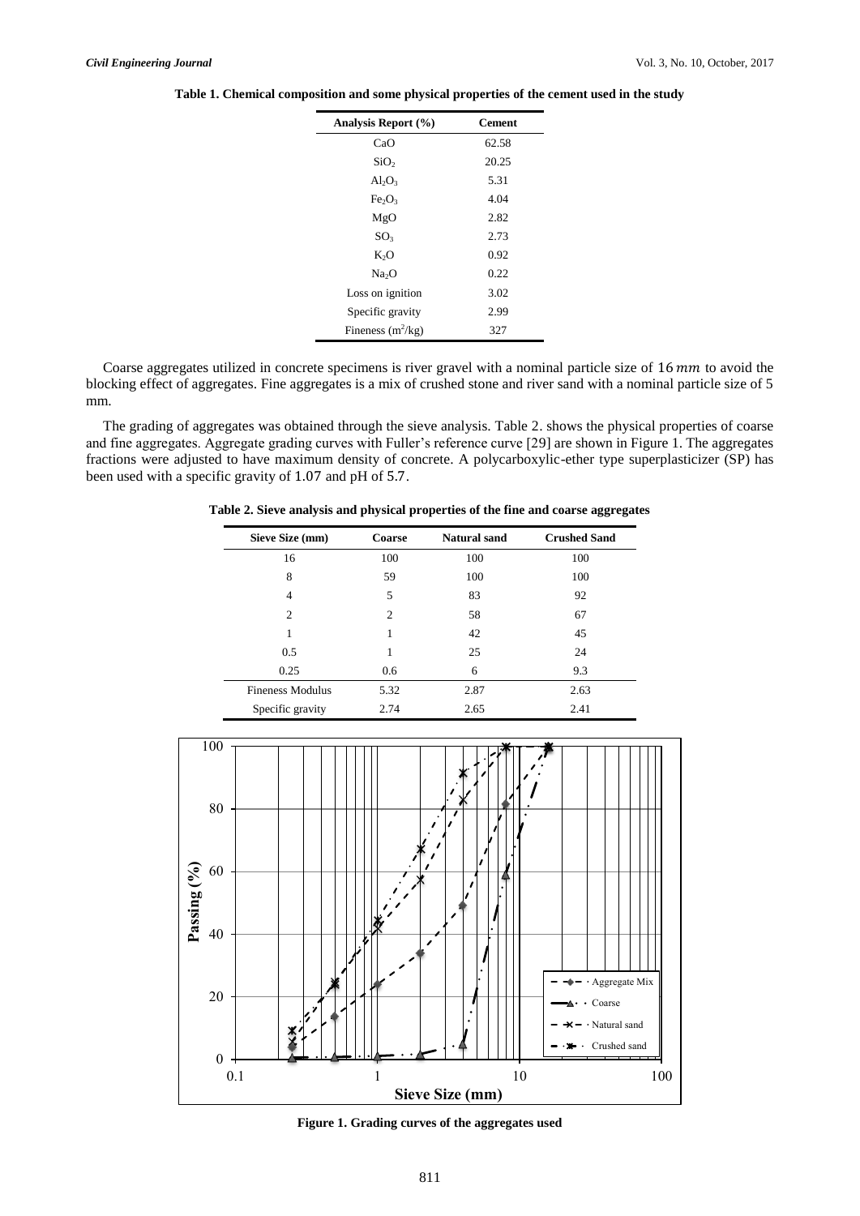**Table 1. Chemical composition and some physical properties of the cement used in the study**

| Analysis Report (%) | Cement |
|---|---|
| CaO | 62.58 |
| $SiO_2$ | 20.25 |
| $Al_2O_3$ | 5.31 |
| $Fe_2O_3$ | 4.04 |
| MgO | 2.82 |
| $SO_3$ | 2.73 |
| $K_2O$ | 0.92 |
| $Na_2O$ | 0.22 |
| Loss on ignition | 3.02 |
| Specific gravity | 2.99 |
| Fineness ($m^2/kg$) | 327 |

Coarse aggregates utilized in concrete specimens is river gravel with a nominal particle size of $16\ mm$ to avoid the blocking effect of aggregates. Fine aggregates is a mix of crushed stone and river sand with a nominal particle size of 5 mm.

The grading of aggregates was obtained through the sieve analysis. Table 2. shows the physical properties of coarse and fine aggregates. Aggregate grading curves with Fuller's reference curve [29] are shown in Figure 1. The aggregates fractions were adjusted to have maximum density of concrete. A polycarboxylic-ether type superplasticizer (SP) has been used with a specific gravity of 1.07 and pH of 5.7.

**Table 2. Sieve analysis and physical properties of the fine and coarse aggregates**

| Sieve Size (mm) | Coarse | Natural sand | Crushed Sand |
|---|---|---|---|
| 16 | 100 | 100 | 100 |
| 8 | 59 | 100 | 100 |
| 4 | 5 | 83 | 92 |
| 2 | 2 | 58 | 67 |
| 1 | 1 | 42 | 45 |
| 0.5 | 1 | 25 | 24 |
| 0.25 | 0.6 | 6 | 9.3 |
| Fineness Modulus | 5.32 | 2.87 | 2.63 |
| Specific gravity | 2.74 | 2.65 | 2.41 |

**Figure 1. Grading curves of the aggregates used**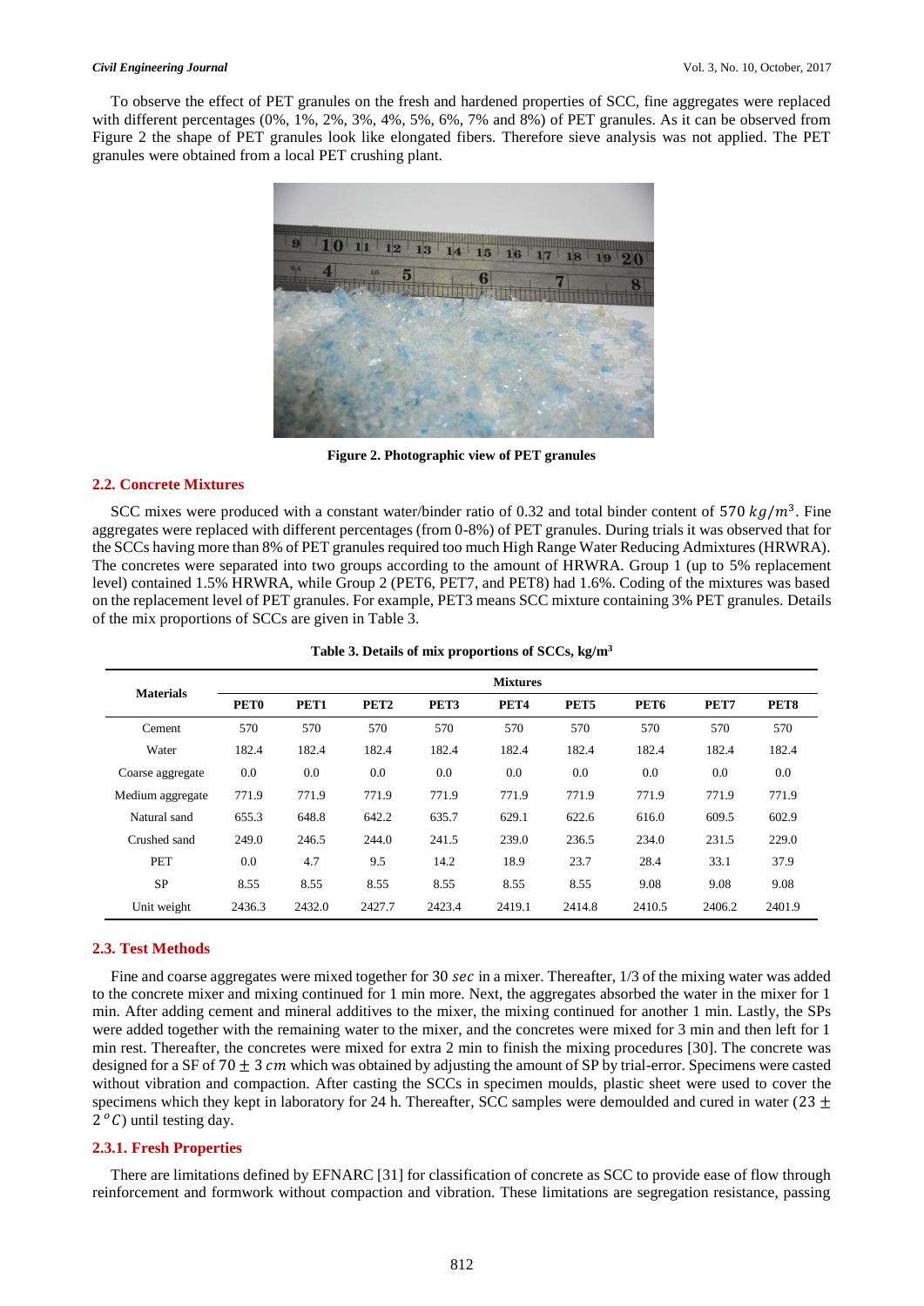To observe the effect of PET granules on the fresh and hardened properties of SCC, fine aggregates were replaced with different percentages (0%, 1%, 2%, 3%, 4%, 5%, 6%, 7% and 8%) of PET granules. As it can be observed from Figure 2 the shape of PET granules look like elongated fibers. Therefore sieve analysis was not applied. The PET granules were obtained from a local PET crushing plant.

**Figure 2. Photographic view of PET granules**

## 2.2. Concrete Mixtures

SCC mixes were produced with a constant water/binder ratio of 0.32 and total binder content of 570 $kg/m^3$. Fine aggregates were replaced with different percentages (from 0-8%) of PET granules. During trials it was observed that for the SCCs having more than 8% of PET granules required too much High Range Water Reducing Admixtures (HRWRA). The concretes were separated into two groups according to the amount of HRWRA. Group 1 (up to 5% replacement level) contained 1.5% HRWRA, while Group 2 (PET6, PET7, and PET8) had 1.6%. Coding of the mixtures was based on the replacement level of PET granules. For example, PET3 means SCC mixture containing 3% PET granules. Details of the mix proportions of SCCs are given in Table 3.

**Table 3. Details of mix proportions of SCCs, kg/m$^3$**

| Materials | Mixtures | | | | | | | | |
|---|---|---|---|---|---|---|---|---|---|
| | PET0 | PET1 | PET2 | PET3 | PET4 | PET5 | PET6 | PET7 | PET8 |
| Cement | 570 | 570 | 570 | 570 | 570 | 570 | 570 | 570 | 570 |
| Water | 182.4 | 182.4 | 182.4 | 182.4 | 182.4 | 182.4 | 182.4 | 182.4 | 182.4 |
| Coarse aggregate | 0.0 | 0.0 | 0.0 | 0.0 | 0.0 | 0.0 | 0.0 | 0.0 | 0.0 |
| Medium aggregate | 771.9 | 771.9 | 771.9 | 771.9 | 771.9 | 771.9 | 771.9 | 771.9 | 771.9 |
| Natural sand | 655.3 | 648.8 | 642.2 | 635.7 | 629.1 | 622.6 | 616.0 | 609.5 | 602.9 |
| Crushed sand | 249.0 | 246.5 | 244.0 | 241.5 | 239.0 | 236.5 | 234.0 | 231.5 | 229.0 |
| PET | 0.0 | 4.7 | 9.5 | 14.2 | 18.9 | 23.7 | 28.4 | 33.1 | 37.9 |
| SP | 8.55 | 8.55 | 8.55 | 8.55 | 8.55 | 8.55 | 9.08 | 9.08 | 9.08 |
| Unit weight | 2436.3 | 2432.0 | 2427.7 | 2423.4 | 2419.1 | 2414.8 | 2410.5 | 2406.2 | 2401.9 |

## 2.3. Test Methods

Fine and coarse aggregates were mixed together for 30 *sec* in a mixer. Thereafter, 1/3 of the mixing water was added to the concrete mixer and mixing continued for 1 min more. Next, the aggregates absorbed the water in the mixer for 1 min. After adding cement and mineral additives to the mixer, the mixing continued for another 1 min. Lastly, the SPs were added together with the remaining water to the mixer, and the concretes were mixed for 3 min and then left for 1 min rest. Thereafter, the concretes were mixed for extra 2 min to finish the mixing procedures [30]. The concrete was designed for a SF of $70 \pm 3$ $cm$ which was obtained by adjusting the amount of SP by trial-error. Specimens were casted without vibration and compaction. After casting the SCCs in specimen moulds, plastic sheet were used to cover the specimens which they kept in laboratory for 24 h. Thereafter, SCC samples were demoulded and cured in water ($23 \pm 2\,^oC$) until testing day.

### 2.3.1. Fresh Properties

There are limitations defined by EFNARC [31] for classification of concrete as SCC to provide ease of flow through reinforcement and formwork without compaction and vibration. These limitations are segregation resistance, passing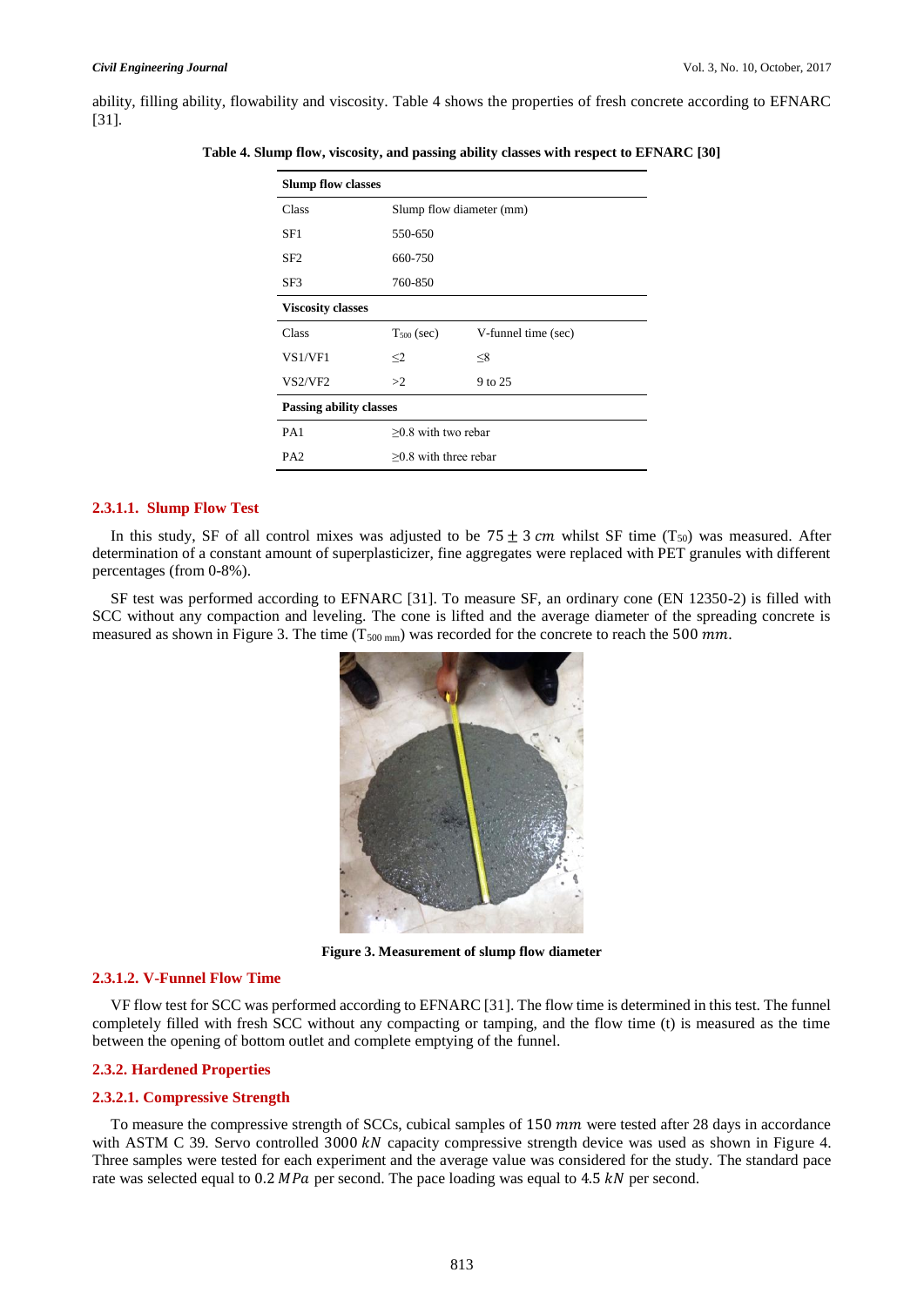ability, filling ability, flowability and viscosity. Table 4 shows the properties of fresh concrete according to EFNARC [31].

**Table 4. Slump flow, viscosity, and passing ability classes with respect to EFNARC [30]**

| **Slump flow classes** | | |
|---|---|---|
| Class | Slump flow diameter (mm) | |
| SF1 | 550-650 | |
| SF2 | 660-750 | |
| SF3 | 760-850 | |
| **Viscosity classes** | | |
| Class | $T_{500}$ (sec) | V-funnel time (sec) |
| VS1/VF1 | ≤2 | ≤8 |
| VS2/VF2 | >2 | 9 to 25 |
| **Passing ability classes** | | |
| PA1 | ≥0.8 with two rebar | |
| PA2 | ≥0.8 with three rebar | |

### 2.3.1.1. Slump Flow Test

In this study, SF of all control mixes was adjusted to be $75 \pm 3\ cm$ whilst SF time ($T_{50}$) was measured. After determination of a constant amount of superplasticizer, fine aggregates were replaced with PET granules with different percentages (from 0-8%).

SF test was performed according to EFNARC [31]. To measure SF, an ordinary cone (EN 12350-2) is filled with SCC without any compaction and leveling. The cone is lifted and the average diameter of the spreading concrete is measured as shown in Figure 3. The time ($T_{500\ mm}$) was recorded for the concrete to reach the $500\ mm$.

**Figure 3. Measurement of slump flow diameter**

### 2.3.1.2. V-Funnel Flow Time

VF flow test for SCC was performed according to EFNARC [31]. The flow time is determined in this test. The funnel completely filled with fresh SCC without any compacting or tamping, and the flow time (t) is measured as the time between the opening of bottom outlet and complete emptying of the funnel.

## 2.3.2. Hardened Properties

### 2.3.2.1. Compressive Strength

To measure the compressive strength of SCCs, cubical samples of $150\ mm$ were tested after 28 days in accordance with ASTM C 39. Servo controlled $3000\ kN$ capacity compressive strength device was used as shown in Figure 4. Three samples were tested for each experiment and the average value was considered for the study. The standard pace rate was selected equal to $0.2\ MPa$ per second. The pace loading was equal to $4.5\ kN$ per second.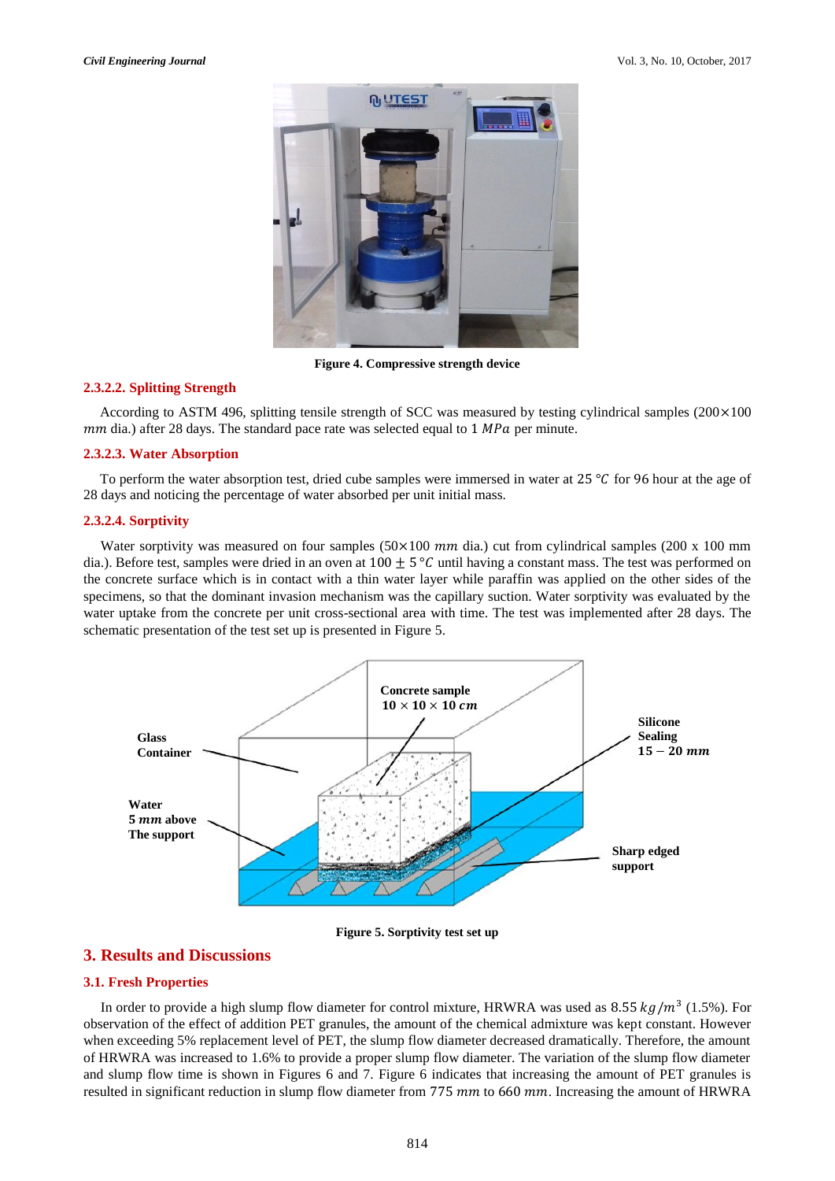Figure 4. Compressive strength device

#### 2.3.2.2. Splitting Strength

According to ASTM 496, splitting tensile strength of SCC was measured by testing cylindrical samples (200×100 $mm$ dia.) after 28 days. The standard pace rate was selected equal to 1 $MPa$ per minute.

#### 2.3.2.3. Water Absorption

To perform the water absorption test, dried cube samples were immersed in water at 25 °$C$ for 96 hour at the age of 28 days and noticing the percentage of water absorbed per unit initial mass.

#### 2.3.2.4. Sorptivity

Water sorptivity was measured on four samples (50×100 $mm$ dia.) cut from cylindrical samples (200 x 100 mm dia.). Before test, samples were dried in an oven at $100 \pm 5$ °$C$ until having a constant mass. The test was performed on the concrete surface which is in contact with a thin water layer while paraffin was applied on the other sides of the specimens, so that the dominant invasion mechanism was the capillary suction. Water sorptivity was evaluated by the water uptake from the concrete per unit cross-sectional area with time. The test was implemented after 28 days. The schematic presentation of the test set up is presented in Figure 5.

Figure 5. Sorptivity test set up

## 3. Results and Discussions

### 3.1. Fresh Properties

In order to provide a high slump flow diameter for control mixture, HRWRA was used as 8.55 $kg/m^3$ (1.5%). For observation of the effect of addition PET granules, the amount of the chemical admixture was kept constant. However when exceeding 5% replacement level of PET, the slump flow diameter decreased dramatically. Therefore, the amount of HRWRA was increased to 1.6% to provide a proper slump flow diameter. The variation of the slump flow diameter and slump flow time is shown in Figures 6 and 7. Figure 6 indicates that increasing the amount of PET granules is resulted in significant reduction in slump flow diameter from 775 $mm$ to 660 $mm$. Increasing the amount of HRWRA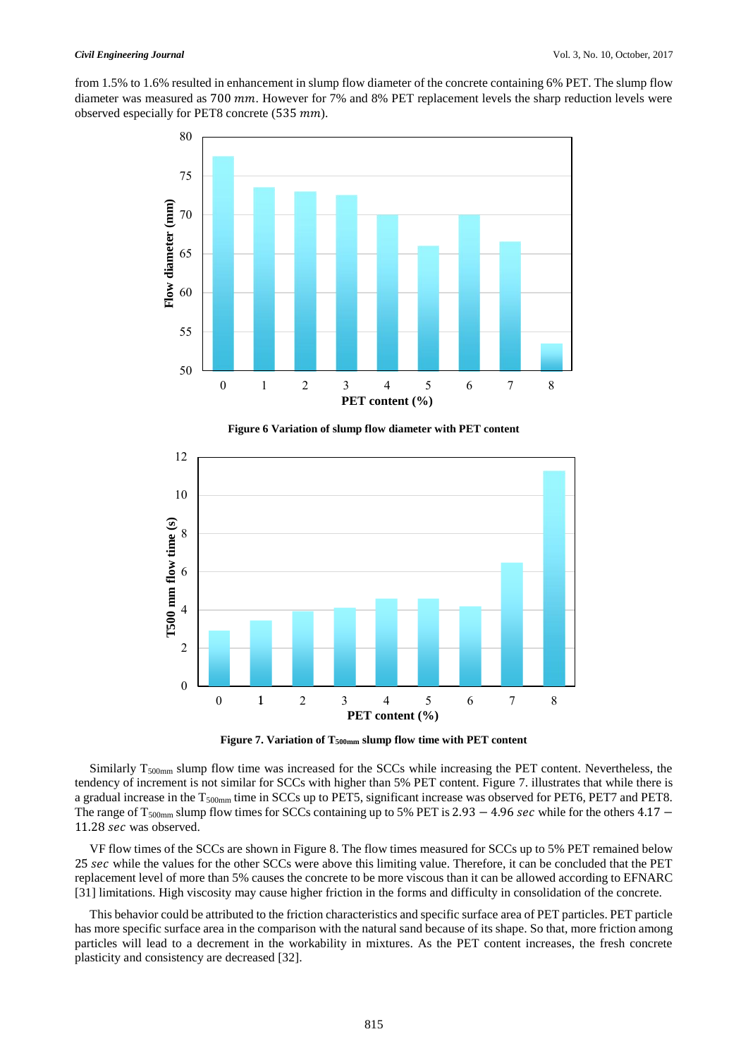from 1.5% to 1.6% resulted in enhancement in slump flow diameter of the concrete containing 6% PET. The slump flow diameter was measured as $700\ mm$. However for 7% and 8% PET replacement levels the sharp reduction levels were observed especially for PET8 concrete ($535\ mm$).

**Figure 6 Variation of slump flow diameter with PET content**

**Figure 7. Variation of $T_{500mm}$ slump flow time with PET content**

Similarly $T_{500mm}$ slump flow time was increased for the SCCs while increasing the PET content. Nevertheless, the tendency of increment is not similar for SCCs with higher than 5% PET content. Figure 7. illustrates that while there is a gradual increase in the $T_{500mm}$ time in SCCs up to PET5, significant increase was observed for PET6, PET7 and PET8. The range of $T_{500mm}$ slump flow times for SCCs containing up to 5% PET is $2.93 - 4.96\ sec$ while for the others $4.17 - 11.28\ sec$ was observed.

VF flow times of the SCCs are shown in Figure 8. The flow times measured for SCCs up to 5% PET remained below $25\ sec$ while the values for the other SCCs were above this limiting value. Therefore, it can be concluded that the PET replacement level of more than 5% causes the concrete to be more viscous than it can be allowed according to EFNARC [31] limitations. High viscosity may cause higher friction in the forms and difficulty in consolidation of the concrete.

This behavior could be attributed to the friction characteristics and specific surface area of PET particles. PET particle has more specific surface area in the comparison with the natural sand because of its shape. So that, more friction among particles will lead to a decrement in the workability in mixtures. As the PET content increases, the fresh concrete plasticity and consistency are decreased [32].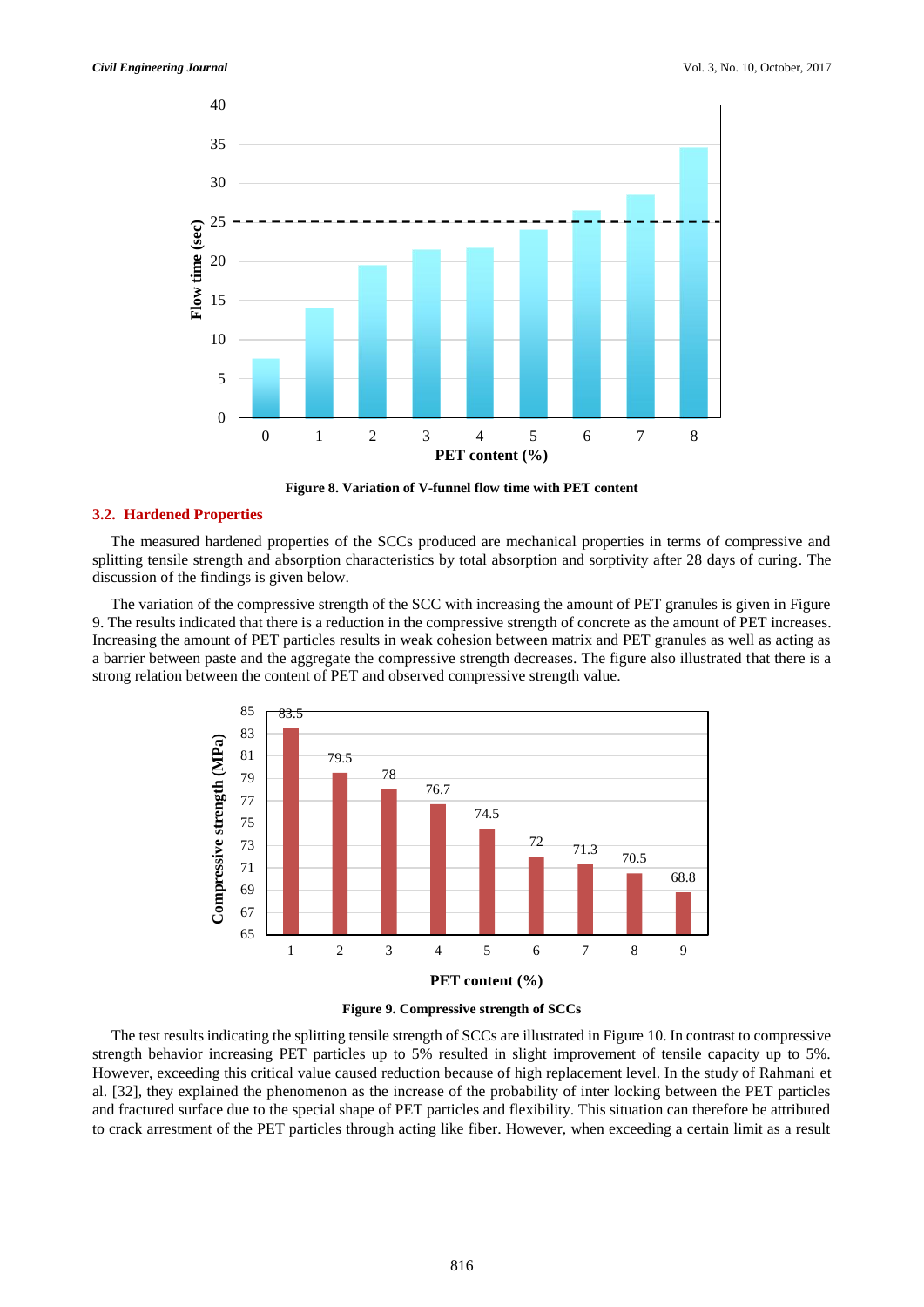Figure 8. Variation of V-funnel flow time with PET content

### 3.2. Hardened Properties

The measured hardened properties of the SCCs produced are mechanical properties in terms of compressive and splitting tensile strength and absorption characteristics by total absorption and sorptivity after 28 days of curing. The discussion of the findings is given below.

The variation of the compressive strength of the SCC with increasing the amount of PET granules is given in Figure 9. The results indicated that there is a reduction in the compressive strength of concrete as the amount of PET increases. Increasing the amount of PET particles results in weak cohesion between matrix and PET granules as well as acting as a barrier between paste and the aggregate the compressive strength decreases. The figure also illustrated that there is a strong relation between the content of PET and observed compressive strength value.

Figure 9. Compressive strength of SCCs

The test results indicating the splitting tensile strength of SCCs are illustrated in Figure 10. In contrast to compressive strength behavior increasing PET particles up to 5% resulted in slight improvement of tensile capacity up to 5%. However, exceeding this critical value caused reduction because of high replacement level. In the study of Rahmani et al. [32], they explained the phenomenon as the increase of the probability of inter locking between the PET particles and fractured surface due to the special shape of PET particles and flexibility. This situation can therefore be attributed to crack arrestment of the PET particles through acting like fiber. However, when exceeding a certain limit as a result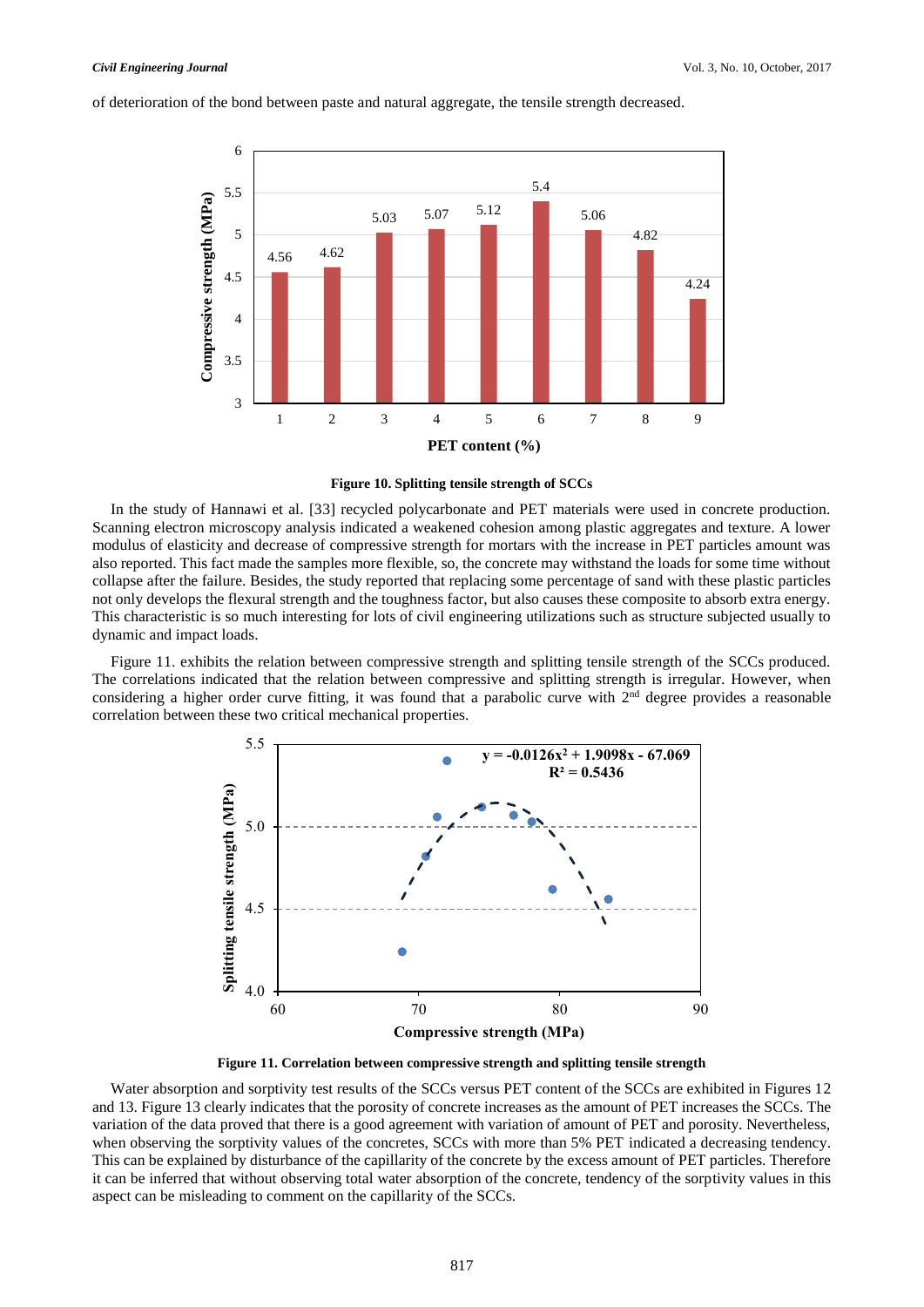of deterioration of the bond between paste and natural aggregate, the tensile strength decreased.

**Figure 10. Splitting tensile strength of SCCs**

In the study of Hannawi et al. [33] recycled polycarbonate and PET materials were used in concrete production. Scanning electron microscopy analysis indicated a weakened cohesion among plastic aggregates and texture. A lower modulus of elasticity and decrease of compressive strength for mortars with the increase in PET particles amount was also reported. This fact made the samples more flexible, so, the concrete may withstand the loads for some time without collapse after the failure. Besides, the study reported that replacing some percentage of sand with these plastic particles not only develops the flexural strength and the toughness factor, but also causes these composite to absorb extra energy. This characteristic is so much interesting for lots of civil engineering utilizations such as structure subjected usually to dynamic and impact loads.

Figure 11. exhibits the relation between compressive strength and splitting tensile strength of the SCCs produced. The correlations indicated that the relation between compressive and splitting strength is irregular. However, when considering a higher order curve fitting, it was found that a parabolic curve with 2[nd] degree provides a reasonable correlation between these two critical mechanical properties.

**Figure 11. Correlation between compressive strength and splitting tensile strength**

Water absorption and sorptivity test results of the SCCs versus PET content of the SCCs are exhibited in Figures 12 and 13. Figure 13 clearly indicates that the porosity of concrete increases as the amount of PET increases the SCCs. The variation of the data proved that there is a good agreement with variation of amount of PET and porosity. Nevertheless, when observing the sorptivity values of the concretes, SCCs with more than 5% PET indicated a decreasing tendency. This can be explained by disturbance of the capillarity of the concrete by the excess amount of PET particles. Therefore it can be inferred that without observing total water absorption of the concrete, tendency of the sorptivity values in this aspect can be misleading to comment on the capillarity of the SCCs.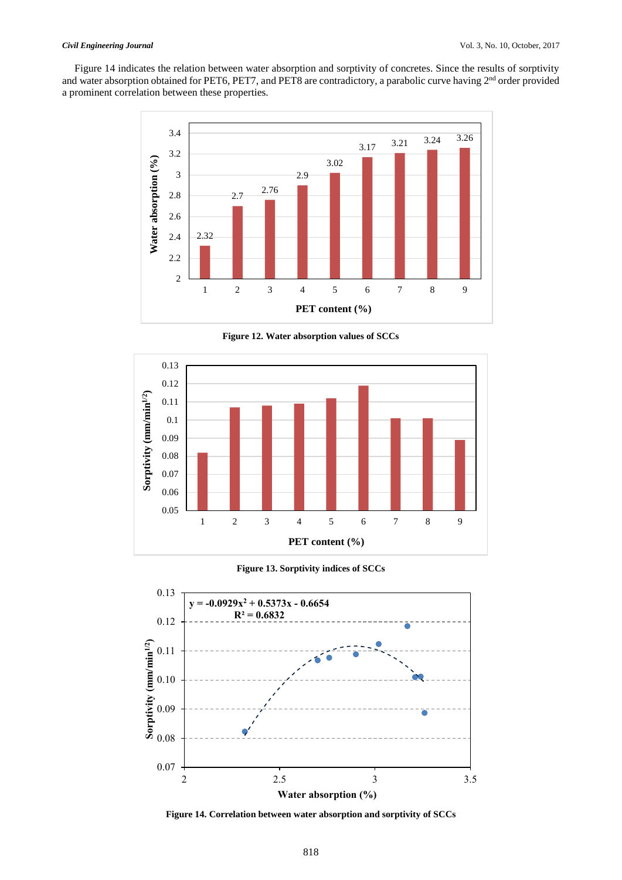Figure 14 indicates the relation between water absorption and sorptivity of concretes. Since the results of sorptivity and water absorption obtained for PET6, PET7, and PET8 are contradictory, a parabolic curve having 2nd order provided a prominent correlation between these properties.

**Figure 12. Water absorption values of SCCs**

**Figure 13. Sorptivity indices of SCCs**

**Figure 14. Correlation between water absorption and sorptivity of SCCs**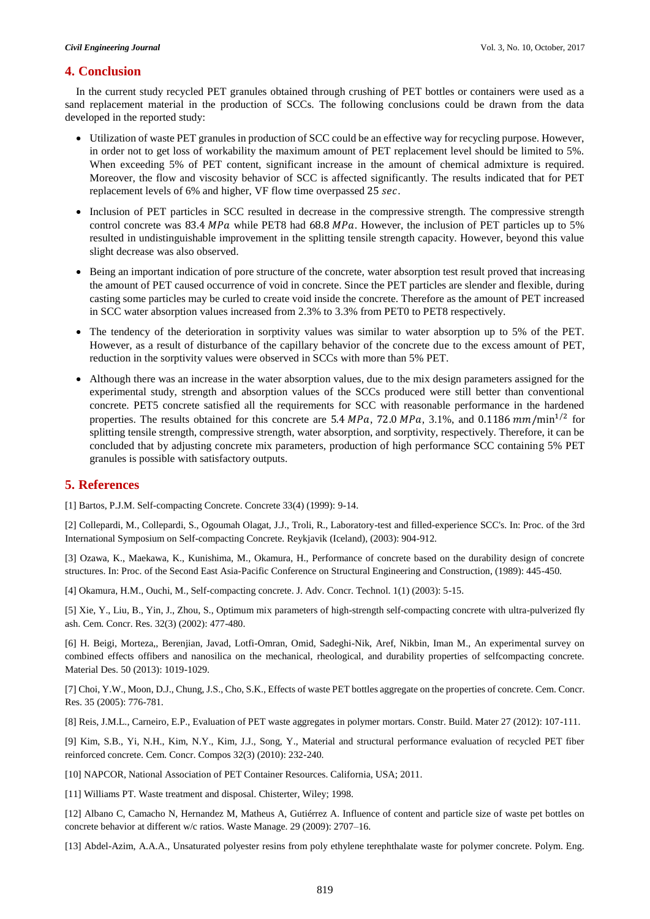## 4. Conclusion

In the current study recycled PET granules obtained through crushing of PET bottles or containers were used as a sand replacement material in the production of SCCs. The following conclusions could be drawn from the data developed in the reported study:

- Utilization of waste PET granules in production of SCC could be an effective way for recycling purpose. However, in order not to get loss of workability the maximum amount of PET replacement level should be limited to 5%. When exceeding 5% of PET content, significant increase in the amount of chemical admixture is required. Moreover, the flow and viscosity behavior of SCC is affected significantly. The results indicated that for PET replacement levels of 6% and higher, VF flow time overpassed 25 $sec$.
- Inclusion of PET particles in SCC resulted in decrease in the compressive strength. The compressive strength control concrete was 83.4 $MPa$ while PET8 had 68.8 $MPa$. However, the inclusion of PET particles up to 5% resulted in undistinguishable improvement in the splitting tensile strength capacity. However, beyond this value slight decrease was also observed.
- Being an important indication of pore structure of the concrete, water absorption test result proved that increasing the amount of PET caused occurrence of void in concrete. Since the PET particles are slender and flexible, during casting some particles may be curled to create void inside the concrete. Therefore as the amount of PET increased in SCC water absorption values increased from 2.3% to 3.3% from PET0 to PET8 respectively.
- The tendency of the deterioration in sorptivity values was similar to water absorption up to 5% of the PET. However, as a result of disturbance of the capillary behavior of the concrete due to the excess amount of PET, reduction in the sorptivity values were observed in SCCs with more than 5% PET.
- Although there was an increase in the water absorption values, due to the mix design parameters assigned for the experimental study, strength and absorption values of the SCCs produced were still better than conventional concrete. PET5 concrete satisfied all the requirements for SCC with reasonable performance in the hardened properties. The results obtained for this concrete are 5.4 $MPa$, 72.0 $MPa$, 3.1%, and 0.1186 $mm/\text{min}^{1/2}$ for splitting tensile strength, compressive strength, water absorption, and sorptivity, respectively. Therefore, it can be concluded that by adjusting concrete mix parameters, production of high performance SCC containing 5% PET granules is possible with satisfactory outputs.

## 5. References

[1] Bartos, P.J.M. Self-compacting Concrete. Concrete 33(4) (1999): 9-14.

[2] Collepardi, M., Collepardi, S., Ogoumah Olagat, J.J., Troli, R., Laboratory-test and filled-experience SCC's. In: Proc. of the 3rd International Symposium on Self-compacting Concrete. Reykjavik (Iceland), (2003): 904-912.

[3] Ozawa, K., Maekawa, K., Kunishima, M., Okamura, H., Performance of concrete based on the durability design of concrete structures. In: Proc. of the Second East Asia-Pacific Conference on Structural Engineering and Construction, (1989): 445-450.

[4] Okamura, H.M., Ouchi, M., Self-compacting concrete. J. Adv. Concr. Technol. 1(1) (2003): 5-15.

[5] Xie, Y., Liu, B., Yin, J., Zhou, S., Optimum mix parameters of high-strength self-compacting concrete with ultra-pulverized fly ash. Cem. Concr. Res. 32(3) (2002): 477-480.

[6] H. Beigi, Morteza,, Berenjian, Javad, Lotfi-Omran, Omid, Sadeghi-Nik, Aref, Nikbin, Iman M., An experimental survey on combined effects offibers and nanosilica on the mechanical, rheological, and durability properties of selfcompacting concrete. Material Des. 50 (2013): 1019-1029.

[7] Choi, Y.W., Moon, D.J., Chung, J.S., Cho, S.K., Effects of waste PET bottles aggregate on the properties of concrete. Cem. Concr. Res. 35 (2005): 776-781.

[8] Reis, J.M.L., Carneiro, E.P., Evaluation of PET waste aggregates in polymer mortars. Constr. Build. Mater 27 (2012): 107-111.

[9] Kim, S.B., Yi, N.H., Kim, N.Y., Kim, J.J., Song, Y., Material and structural performance evaluation of recycled PET fiber reinforced concrete. Cem. Concr. Compos 32(3) (2010): 232-240.

[10] NAPCOR, National Association of PET Container Resources. California, USA; 2011.

[11] Williams PT. Waste treatment and disposal. Chisterter, Wiley; 1998.

[12] Albano C, Camacho N, Hernandez M, Matheus A, Gutiérrez A. Influence of content and particle size of waste pet bottles on concrete behavior at different w/c ratios. Waste Manage. 29 (2009): 2707–16.

[13] Abdel-Azim, A.A.A., Unsaturated polyester resins from poly ethylene terephthalate waste for polymer concrete. Polym. Eng.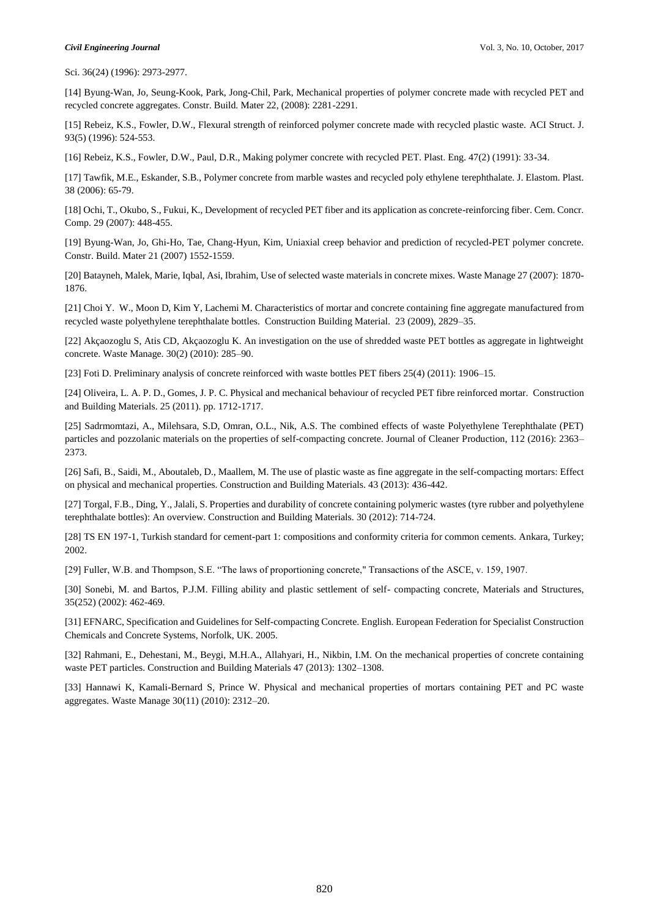Sci. 36(24) (1996): 2973-2977.

[14] Byung-Wan, Jo, Seung-Kook, Park, Jong-Chil, Park, Mechanical properties of polymer concrete made with recycled PET and recycled concrete aggregates. Constr. Build. Mater 22, (2008): 2281-2291.

[15] Rebeiz, K.S., Fowler, D.W., Flexural strength of reinforced polymer concrete made with recycled plastic waste. ACI Struct. J. 93(5) (1996): 524-553.

[16] Rebeiz, K.S., Fowler, D.W., Paul, D.R., Making polymer concrete with recycled PET. Plast. Eng. 47(2) (1991): 33-34.

[17] Tawfik, M.E., Eskander, S.B., Polymer concrete from marble wastes and recycled poly ethylene terephthalate. J. Elastom. Plast. 38 (2006): 65-79.

[18] Ochi, T., Okubo, S., Fukui, K., Development of recycled PET fiber and its application as concrete-reinforcing fiber. Cem. Concr. Comp. 29 (2007): 448-455.

[19] Byung-Wan, Jo, Ghi-Ho, Tae, Chang-Hyun, Kim, Uniaxial creep behavior and prediction of recycled-PET polymer concrete. Constr. Build. Mater 21 (2007) 1552-1559.

[20] Batayneh, Malek, Marie, Iqbal, Asi, Ibrahim, Use of selected waste materials in concrete mixes. Waste Manage 27 (2007): 1870-1876.

[21] Choi Y. W., Moon D, Kim Y, Lachemi M. Characteristics of mortar and concrete containing fine aggregate manufactured from recycled waste polyethylene terephthalate bottles. Construction Building Material. 23 (2009), 2829–35.

[22] Akçaozoglu S, Atis CD, Akçaozoglu K. An investigation on the use of shredded waste PET bottles as aggregate in lightweight concrete. Waste Manage. 30(2) (2010): 285–90.

[23] Foti D. Preliminary analysis of concrete reinforced with waste bottles PET fibers 25(4) (2011): 1906–15.

[24] Oliveira, L. A. P. D., Gomes, J. P. C. Physical and mechanical behaviour of recycled PET fibre reinforced mortar. Construction and Building Materials. 25 (2011). pp. 1712-1717.

[25] Sadrmomtazi, A., Milehsara, S.D, Omran, O.L., Nik, A.S. The combined effects of waste Polyethylene Terephthalate (PET) particles and pozzolanic materials on the properties of self-compacting concrete. Journal of Cleaner Production, 112 (2016): 2363–2373.

[26] Safi, B., Saidi, M., Aboutaleb, D., Maallem, M. The use of plastic waste as fine aggregate in the self-compacting mortars: Effect on physical and mechanical properties. Construction and Building Materials. 43 (2013): 436-442.

[27] Torgal, F.B., Ding, Y., Jalali, S. Properties and durability of concrete containing polymeric wastes (tyre rubber and polyethylene terephthalate bottles): An overview. Construction and Building Materials. 30 (2012): 714-724.

[28] TS EN 197-1, Turkish standard for cement-part 1: compositions and conformity criteria for common cements. Ankara, Turkey; 2002.

[29] Fuller, W.B. and Thompson, S.E. "The laws of proportioning concrete," Transactions of the ASCE, v. 159, 1907.

[30] Sonebi, M. and Bartos, P.J.M. Filling ability and plastic settlement of self- compacting concrete, Materials and Structures, 35(252) (2002): 462-469.

[31] EFNARC, Specification and Guidelines for Self-compacting Concrete. English. European Federation for Specialist Construction Chemicals and Concrete Systems, Norfolk, UK. 2005.

[32] Rahmani, E., Dehestani, M., Beygi, M.H.A., Allahyari, H., Nikbin, I.M. On the mechanical properties of concrete containing waste PET particles. Construction and Building Materials 47 (2013): 1302–1308.

[33] Hannawi K, Kamali-Bernard S, Prince W. Physical and mechanical properties of mortars containing PET and PC waste aggregates. Waste Manage 30(11) (2010): 2312–20.